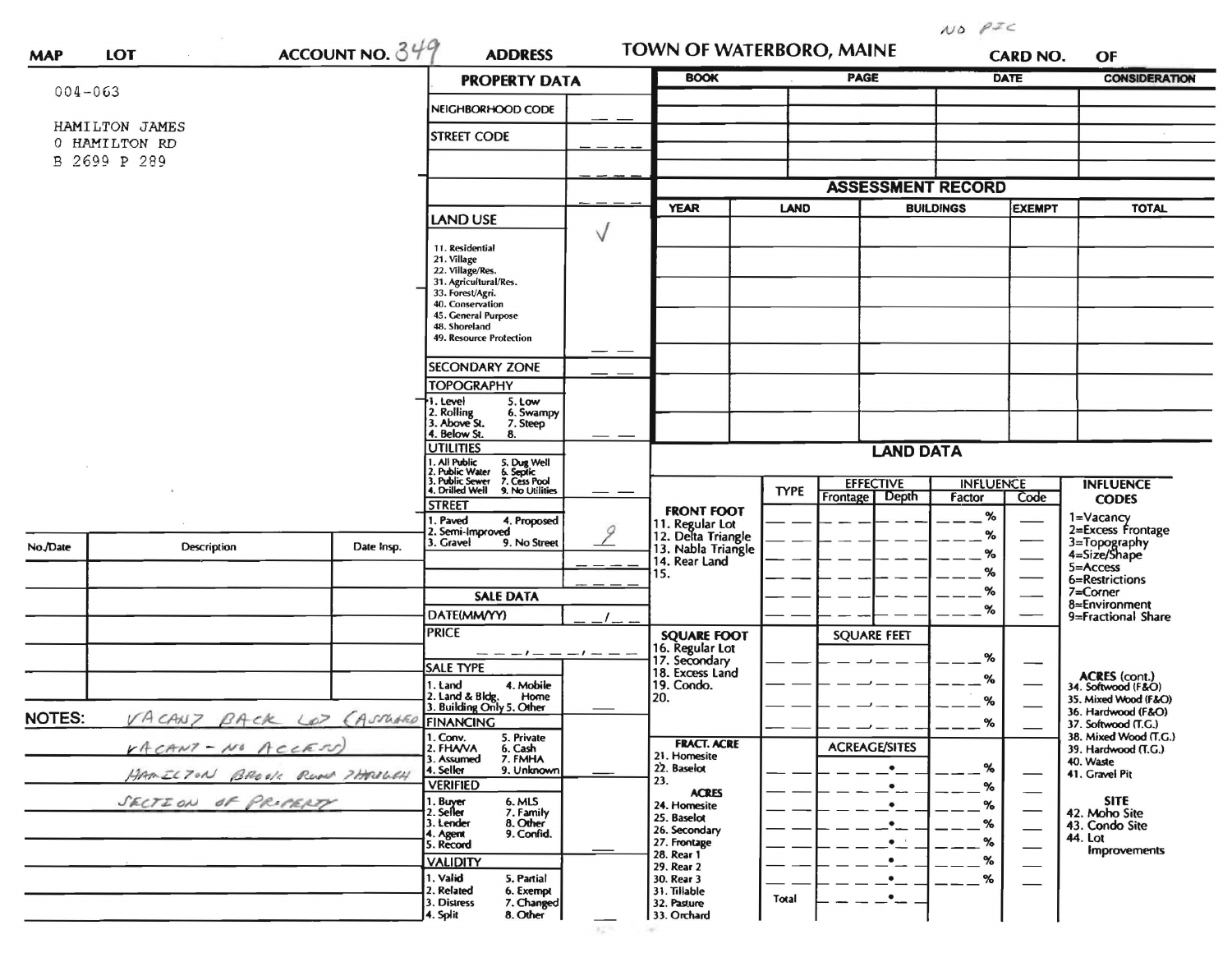NO PIC

MAP | LOT | ACCOUNT NO. 349 | ADDRESS | TOWN OF WATERBORO, MAINE | CARD NO. | OF

004-063

HAMILTON JAMES
0 HAMILTON RD
B 2699 P 289

## PROPERTY DATA

| | |
|---|---|
| NEIGHBORHOOD CODE | __ __ |
| STREET CODE | __ __ __ __ |
| | __ __ __ __ |
| | __ __ __ __ |
| LAND USE | √ |
| 11. Residential<br>21. Village<br>22. Village/Res.<br>31. Agricultural/Res.<br>33. Forest/Agri.<br>40. Conservation<br>45. General Purpose<br>48. Shoreland<br>49. Resource Protection | __ __ |
| SECONDARY ZONE | __ __ |
| TOPOGRAPHY<br>1. Level 5. Low<br>2. Rolling 6. Swampy<br>3. Above St. 7. Steep<br>4. Below St. 8. | __ __ |
| UTILITIES<br>1. All Public 5. Dug Well<br>2. Public Water 6. Septic<br>3. Public Sewer 7. Cess Pool<br>4. Drilled Well 9. No Utilities | __ __ |
| STREET<br>1. Paved 4. Proposed<br>2. Semi-Improved<br>3. Gravel 9. No Street | 9 |
| | __ __ __ __ |
| | __ __ __ __ |

## SALE DATA

| | |
|---|---|
| DATE(MM/YY) | __ __ / __ __ |
| PRICE | __ __ __ , __ __ __ , __ __ __ |
| SALE TYPE<br>1. Land 4. Mobile Home<br>2. Land & Bldg. 5. Other<br>3. Building Only | __ |
| FINANCING<br>1. Conv. 5. Private<br>2. FHA/VA 6. Cash<br>3. Assumed 7. FMHA<br>4. Seller 9. Unknown | __ |
| VERIFIED<br>1. Buyer 6. MLS<br>2. Seller 7. Family<br>3. Lender 8. Other<br>4. Agent 9. Confid.<br>5. Record | __ |
| VALIDITY<br>1. Valid 5. Partial<br>2. Related 6. Exempt<br>3. Distress 7. Changed<br>4. Split 8. Other | __ |

| BOOK | PAGE | DATE | CONSIDERATION |
|---|---|---|---|
| | | | |
| | | | |
| | | | |
| | | | |

## ASSESSMENT RECORD

| YEAR | LAND | BUILDINGS | EXEMPT | TOTAL |
|---|---|---|---|---|
| | | | | |
| | | | | |
| | | | | |
| | | | | |
| | | | | |
| | | | | |
| | | | | |

## LAND DATA

| | TYPE | EFFECTIVE Frontage | EFFECTIVE Depth | INFLUENCE Factor | INFLUENCE Code |
|---|---|---|---|---|---|
| FRONT FOOT<br>11. Regular Lot<br>12. Delta Triangle<br>13. Nabla Triangle<br>14. Rear Land<br>15. | | | | % | |
| SQUARE FOOT<br>16. Regular Lot<br>17. Secondary<br>18. Excess Land<br>19. Condo.<br>20. | | SQUARE FEET | | % | |
| FRACT. ACRE<br>21. Homesite<br>22. Baselot<br>23.<br>ACRES<br>24. Homesite<br>25. Baselot<br>26. Secondary<br>27. Frontage<br>28. Rear 1<br>29. Rear 2<br>30. Rear 3<br>31. Tillable<br>32. Pasture<br>33. Orchard | Total | ACREAGE/SITES | | % | |

INFLUENCE CODES
1=Vacancy
2=Excess Frontage
3=Topography
4=Size/Shape
5=Access
6=Restrictions
7=Corner
8=Environment
9=Fractional Share

ACRES (cont.)
34. Softwood (F&O)
35. Mixed Wood (F&O)
36. Hardwood (F&O)
37. Softwood (T.G.)
38. Mixed Wood (T.G.)
39. Hardwood (T.G.)
40. Waste
41. Gravel Pit

SITE
42. Moho Site
43. Condo Site
44. Lot Improvements

| No./Date | Description | Date Insp. |
|---|---|---|
| | | |
| | | |
| | | |
| | | |
| | | |
| | | |

NOTES: VACANT BACK LOT (ASSUMED VACANT - NO ACCESS) HAMILTON BROOK RUNS THROUGH SECTION OF PROPERTY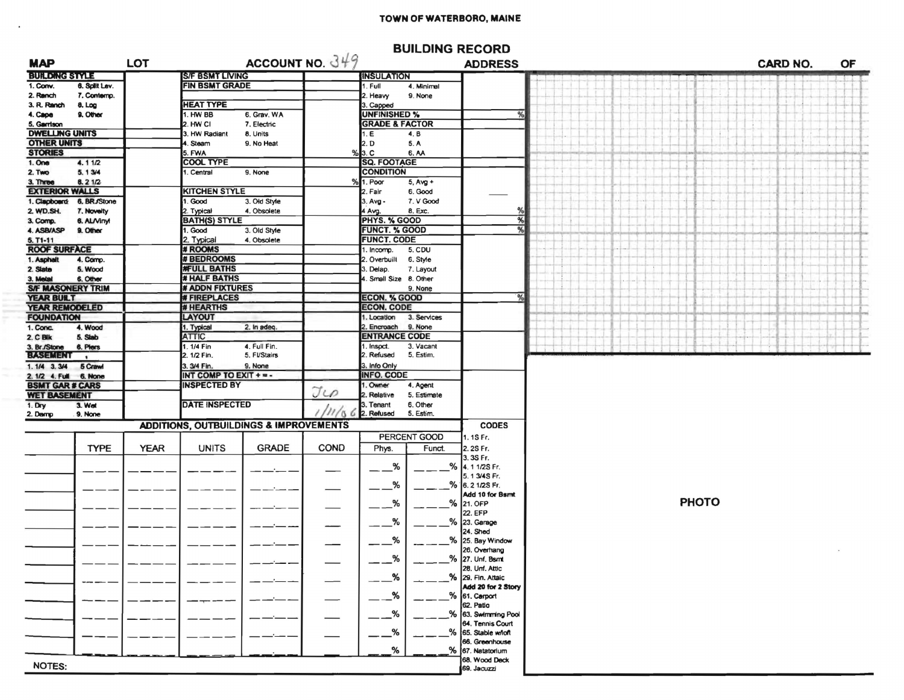**TOWN OF WATERBORO, MAINE**

# BUILDING RECORD

**MAP** | **LOT** | **ACCOUNT NO.** 349 | **ADDRESS** | **CARD NO.** | **OF**

| | | | | | |
|---|---|---|---|---|---|
| **BUILDING STYLE** 1. Conv. 6. Split Lev. 2. Ranch 7. Contemp. 3. R. Ranch 8. Log 4. Cape 9. Other 5. Garrison | | **S/F BSMT LIVING** | | **INSULATION** 1. Full 4. Minimal 2. Heavy 9. None 3. Capped | |
| | | **FIN BSMT GRADE** | | | |
| | | **HEAT TYPE** 1. HW BB 6. Grav. WA 2. HW CI 7. Electric 3. HW Radiant 8. Units 4. Steam 9. No Heat 5. FWA | % | **UNFINISHED %** | % |
| **DWELLING UNITS** | | | | **GRADE & FACTOR** 1. E 4. B 2. D 5. A 3. C 6. AA | |
| **OTHER UNITS** | | | | | |
| **STORIES** 1. One 4. 1 1/2 2. Two 5. 1 3/4 3. Three 6. 2 1/2 | | **COOL TYPE** 1. Central 9. None | % | **SQ. FOOTAGE** | |
| | | | | **CONDITION** 1. Poor 5. Avg + 2. Fair 6. Good 3. Avg - 7. V Good 4 Avg. 8. Exc. | |
| **EXTERIOR WALLS** 1. Clapboard 6. BR/Stone 2. WD.SH. 7. Novelty 3. Comp. 8. AL/Vinyl 4. ASB/ASP 9. Other 5. T1-11 | | **KITCHEN STYLE** 1. Good 3. Old Style 2. Typical 4. Obsolete | | | |
| | | **BATH(S) STYLE** 1. Good 3. Old Style 2. Typical 4. Obsolete | | **PHYS. % GOOD** | % |
| | | | | **FUNCT. % GOOD** | % |
| **ROOF SURFACE** 1. Asphalt 4. Comp. 2. Slate 5. Wood 3. Metal 6. Other | | **# ROOMS** | | **FUNCT. CODE** 1. Incomp. 5. CDU 2. Overbuilt 6. Style 3. Delap. 7. Layout 4. Small Size 8. Other 9. None | |
| | | **# BEDROOMS** | | | |
| | | **#FULL BATHS** | | | |
| **S/F MASONERY TRIM** | | **# HALF BATHS** | | | |
| | | **# ADDN FIXTURES** | | | |
| **YEAR BUILT** | | **# FIREPLACES** | | **ECON. % GOOD** | % |
| **YEAR REMODELED** | | **# HEARTHS** | | **ECON. CODE** 1. Location 3. Services 2. Encroach 9. None | |
| **FOUNDATION** 1. Conc. 4. Wood 2. C Blk 5. Slab 3. Br./Stone 6. Piers | | **LAYOUT** 1. Typical 2. In adeq. | | | |
| | | **ATTIC** 1. 1/4 Fin 4. Full Fin. 2. 1/2 Fin. 5. Fl/Stairs 3. 3/4 Fin. 9. None | | **ENTRANCE CODE** 1. Inspct. 3. Vacant 2. Refused 5. Estim. 3. Info Only | |
| **BASEMENT** 1. 1/4 3. 3/4 5 Crawl 2. 1/2 4. Full 6. None | | **INT COMP TO EXIT + = -** | | **INFO. CODE** | |
| **BSMT GAR # CARS** | | **INSPECTED BY** | Jcp | 1. Owner 4. Agent 2. Relative 5. Estimate | |
| **WET BASEMENT** 1. Dry 3. Wet 2. Damp 9. None | | **DATE INSPECTED** | 1/11/06 | 3. Tenant 6. Other 2. Refused 5. Estim. | |

## ADDITIONS, OUTBUILDINGS & IMPROVEMENTS

| | TYPE | YEAR | UNITS | GRADE | COND | PERCENT GOOD Phys. | PERCENT GOOD Funct. |
|---|---|---|---|---|---|---|---|
| | | | | | | % | % |
| | | | | | | % | % |
| | | | | | | % | % |
| | | | | | | % | % |
| | | | | | | % | % |
| | | | | | | % | % |
| | | | | | | % | % |
| | | | | | | % | % |
| | | | | | | % | % |
| | | | | | | % | % |
| | | | | | | % | % |

**CODES**
1. 1S Fr.
2. 2S Fr.
3. 3S Fr.
4. 1 1/2S Fr.
5. 1 3/4S Fr.
6. 2 1/2S Fr.

Add 10 for Bsmt

21. OFP
22. EFP
23. Garage
24. Shed
25. Bay Window
26. Overhang
27. Unf. Bsmt
28. Unf. Attic
29. Fin. Attaic

Add 20 for 2 Story

61. Carport
62. Patio
63. Swimming Pool
64. Tennis Court
65. Stable w/loft
66. Greenhouse
67. Natatorium
68. Wood Deck
69. Jacuzzi

NOTES:

PHOTO